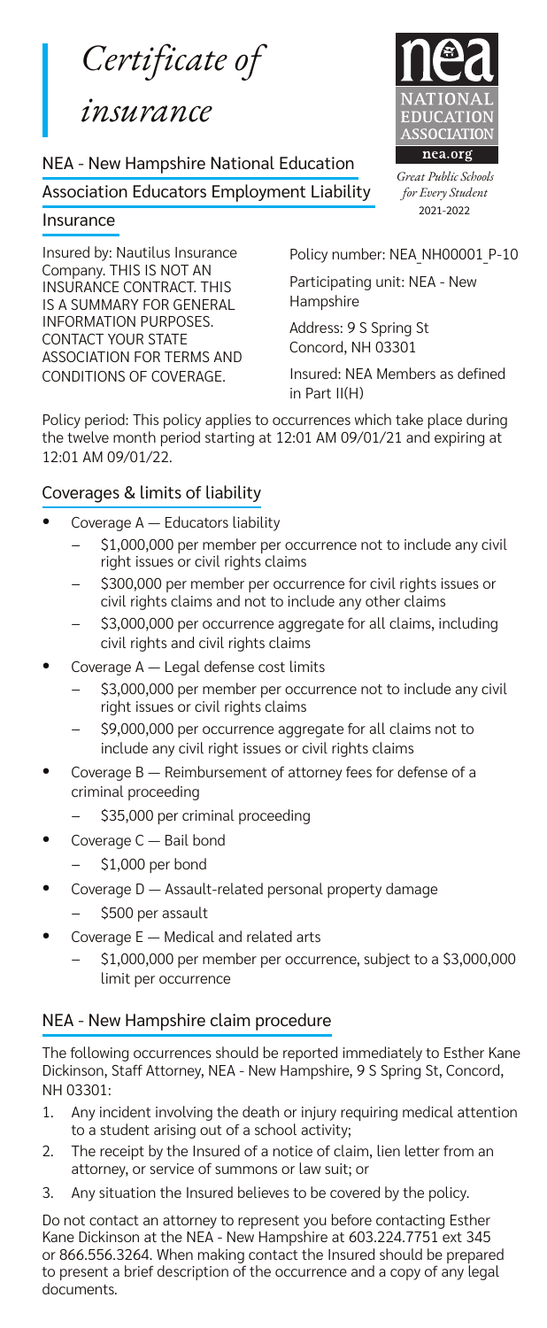# Certificate of insurance

## NEA - New Hampshire National Education Association Educators Employment Liability Insurance

NATIONAL EDUCATION ASSOCIATION

nea.org

*Great Public Schools for Every Student*

2021-2022

Insured by: Nautilus Insurance Company. THIS IS NOT AN INSURANCE CONTRACT. THIS IS A SUMMARY FOR GENERAL INFORMATION PURPOSES. CONTACT YOUR STATE ASSOCIATION FOR TERMS AND CONDITIONS OF COVERAGE.

Policy number: NEA_NH00001_P-10

Participating unit: NEA - New Hampshire

Address: 9 S Spring St Concord, NH 03301

Insured: NEA Members as defined in Part II(H)

Policy period: This policy applies to occurrences which take place during the twelve month period starting at 12:01 AM 09/01/21 and expiring at 12:01 AM 09/01/22.

### Coverages & limits of liability

- Coverage A — Educators liability
  - $1,000,000 per member per occurrence not to include any civil right issues or civil rights claims
  - $300,000 per member per occurrence for civil rights issues or civil rights claims and not to include any other claims
  - $3,000,000 per occurrence aggregate for all claims, including civil rights and civil rights claims
- Coverage A — Legal defense cost limits
  - $3,000,000 per member per occurrence not to include any civil right issues or civil rights claims
  - $9,000,000 per occurrence aggregate for all claims not to include any civil right issues or civil rights claims
- Coverage B — Reimbursement of attorney fees for defense of a criminal proceeding
  - $35,000 per criminal proceeding
- Coverage C — Bail bond
  - $1,000 per bond
- Coverage D — Assault-related personal property damage
  - $500 per assault
- Coverage E — Medical and related arts
  - $1,000,000 per member per occurrence, subject to a $3,000,000 limit per occurrence

### NEA - New Hampshire claim procedure

The following occurrences should be reported immediately to Esther Kane Dickinson, Staff Attorney, NEA - New Hampshire, 9 S Spring St, Concord, NH 03301:

1. Any incident involving the death or injury requiring medical attention to a student arising out of a school activity;
2. The receipt by the Insured of a notice of claim, lien letter from an attorney, or service of summons or law suit; or
3. Any situation the Insured believes to be covered by the policy.

Do not contact an attorney to represent you before contacting Esther Kane Dickinson at the NEA - New Hampshire at 603.224.7751 ext 345 or 866.556.3264. When making contact the Insured should be prepared to present a brief description of the occurrence and a copy of any legal documents.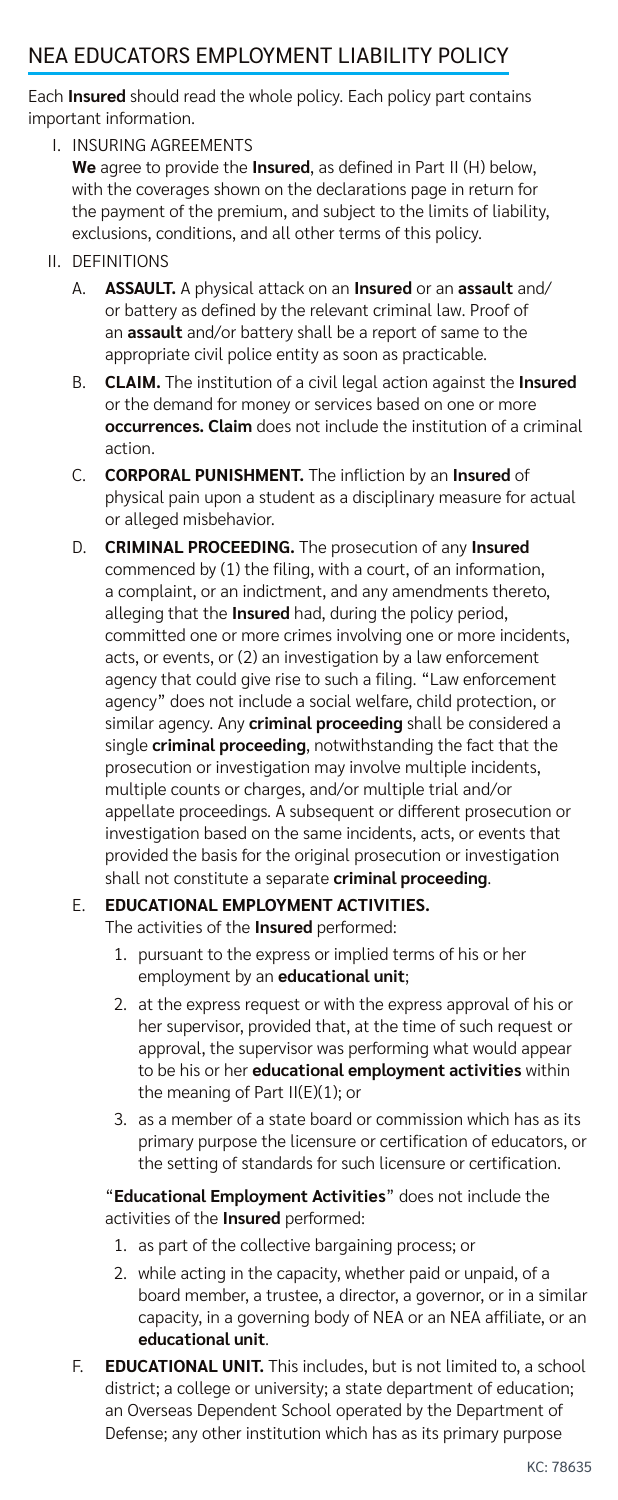## NEA EDUCATORS EMPLOYMENT LIABILITY POLICY

Each **Insured** should read the whole policy. Each policy part contains important information.

I. INSURING AGREEMENTS

**We** agree to provide the **Insured**, as defined in Part II (H) below, with the coverages shown on the declarations page in return for the payment of the premium, and subject to the limits of liability, exclusions, conditions, and all other terms of this policy.

II. DEFINITIONS

A. **ASSAULT.** A physical attack on an **Insured** or an **assault** and/or battery as defined by the relevant criminal law. Proof of an **assault** and/or battery shall be a report of same to the appropriate civil police entity as soon as practicable.

B. **CLAIM.** The institution of a civil legal action against the **Insured** or the demand for money or services based on one or more **occurrences. Claim** does not include the institution of a criminal action.

C. **CORPORAL PUNISHMENT.** The infliction by an **Insured** of physical pain upon a student as a disciplinary measure for actual or alleged misbehavior.

D. **CRIMINAL PROCEEDING.** The prosecution of any **Insured** commenced by (1) the filing, with a court, of an information, a complaint, or an indictment, and any amendments thereto, alleging that the **Insured** had, during the policy period, committed one or more crimes involving one or more incidents, acts, or events, or (2) an investigation by a law enforcement agency that could give rise to such a filing. "Law enforcement agency" does not include a social welfare, child protection, or similar agency. Any **criminal proceeding** shall be considered a single **criminal proceeding**, notwithstanding the fact that the prosecution or investigation may involve multiple incidents, multiple counts or charges, and/or multiple trial and/or appellate proceedings. A subsequent or different prosecution or investigation based on the same incidents, acts, or events that provided the basis for the original prosecution or investigation shall not constitute a separate **criminal proceeding**.

E. **EDUCATIONAL EMPLOYMENT ACTIVITIES.**

The activities of the **Insured** performed:

1. pursuant to the express or implied terms of his or her employment by an **educational unit**;
2. at the express request or with the express approval of his or her supervisor, provided that, at the time of such request or approval, the supervisor was performing what would appear to be his or her **educational employment activities** within the meaning of Part II(E)(1); or
3. as a member of a state board or commission which has as its primary purpose the licensure or certification of educators, or the setting of standards for such licensure or certification.

"**Educational Employment Activities**" does not include the activities of the **Insured** performed:

1. as part of the collective bargaining process; or
2. while acting in the capacity, whether paid or unpaid, of a board member, a trustee, a director, a governor, or in a similar capacity, in a governing body of NEA or an NEA affiliate, or an **educational unit**.

F. **EDUCATIONAL UNIT.** This includes, but is not limited to, a school district; a college or university; a state department of education; an Overseas Dependent School operated by the Department of Defense; any other institution which has as its primary purpose

KC: 78635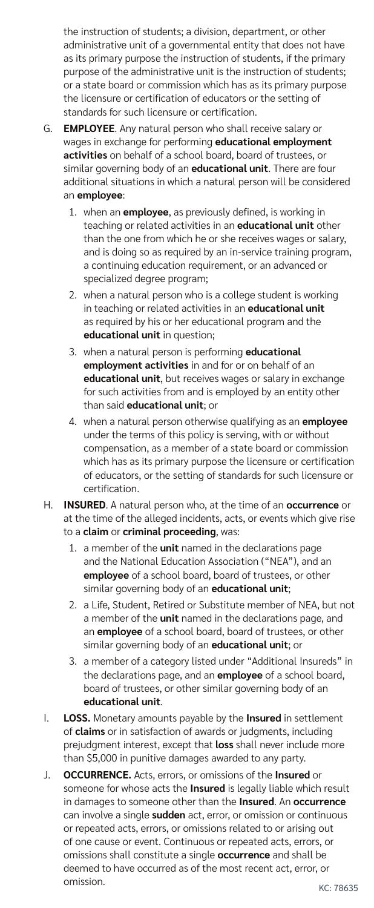the instruction of students; a division, department, or other administrative unit of a governmental entity that does not have as its primary purpose the instruction of students, if the primary purpose of the administrative unit is the instruction of students; or a state board or commission which has as its primary purpose the licensure or certification of educators or the setting of standards for such licensure or certification.

G. **EMPLOYEE**. Any natural person who shall receive salary or wages in exchange for performing **educational employment activities** on behalf of a school board, board of trustees, or similar governing body of an **educational unit**. There are four additional situations in which a natural person will be considered an **employee**:

   1. when an **employee**, as previously defined, is working in teaching or related activities in an **educational unit** other than the one from which he or she receives wages or salary, and is doing so as required by an in-service training program, a continuing education requirement, or an advanced or specialized degree program;

   2. when a natural person who is a college student is working in teaching or related activities in an **educational unit** as required by his or her educational program and the **educational unit** in question;

   3. when a natural person is performing **educational employment activities** in and for or on behalf of an **educational unit**, but receives wages or salary in exchange for such activities from and is employed by an entity other than said **educational unit**; or

   4. when a natural person otherwise qualifying as an **employee** under the terms of this policy is serving, with or without compensation, as a member of a state board or commission which has as its primary purpose the licensure or certification of educators, or the setting of standards for such licensure or certification.

H. **INSURED**. A natural person who, at the time of an **occurrence** or at the time of the alleged incidents, acts, or events which give rise to a **claim** or **criminal proceeding**, was:

   1. a member of the **unit** named in the declarations page and the National Education Association ("NEA"), and an **employee** of a school board, board of trustees, or other similar governing body of an **educational unit**;

   2. a Life, Student, Retired or Substitute member of NEA, but not a member of the **unit** named in the declarations page, and an **employee** of a school board, board of trustees, or other similar governing body of an **educational unit**; or

   3. a member of a category listed under "Additional Insureds" in the declarations page, and an **employee** of a school board, board of trustees, or other similar governing body of an **educational unit**.

I. **LOSS.** Monetary amounts payable by the **Insured** in settlement of **claims** or in satisfaction of awards or judgments, including prejudgment interest, except that **loss** shall never include more than $5,000 in punitive damages awarded to any party.

J. **OCCURRENCE.** Acts, errors, or omissions of the **Insured** or someone for whose acts the **Insured** is legally liable which result in damages to someone other than the **Insured**. An **occurrence** can involve a single **sudden** act, error, or omission or continuous or repeated acts, errors, or omissions related to or arising out of one cause or event. Continuous or repeated acts, errors, or omissions shall constitute a single **occurrence** and shall be deemed to have occurred as of the most recent act, error, or omission.

KC: 78635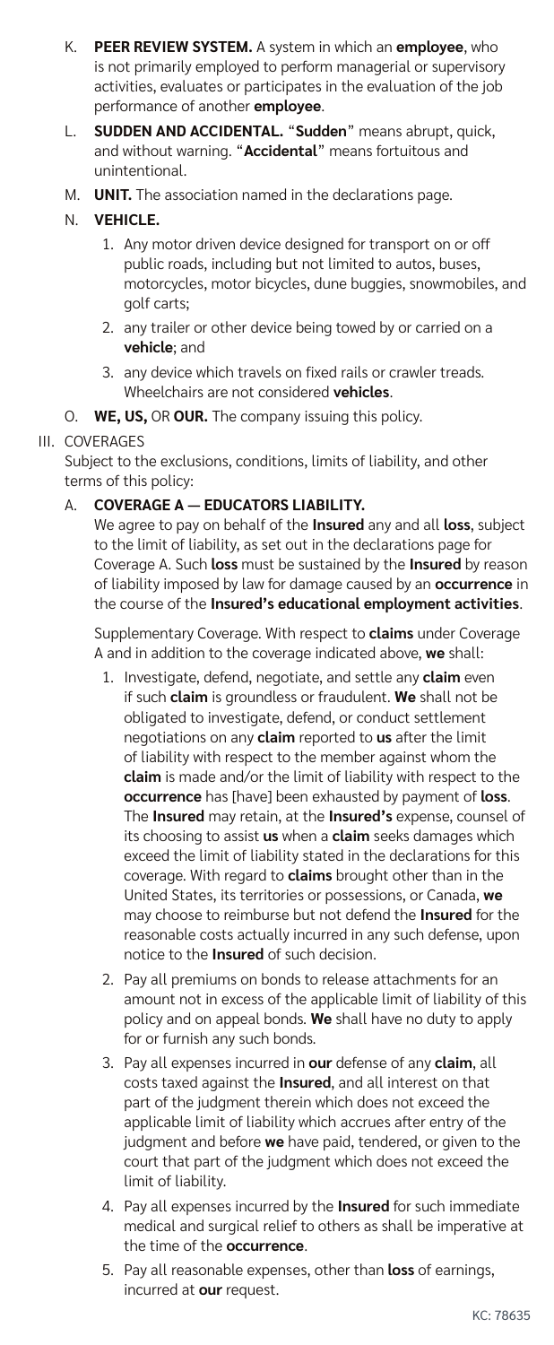K. **PEER REVIEW SYSTEM.** A system in which an **employee**, who is not primarily employed to perform managerial or supervisory activities, evaluates or participates in the evaluation of the job performance of another **employee**.

L. **SUDDEN AND ACCIDENTAL.** "**Sudden**" means abrupt, quick, and without warning. "**Accidental**" means fortuitous and unintentional.

M. **UNIT.** The association named in the declarations page.

N. **VEHICLE.**

   1. Any motor driven device designed for transport on or off public roads, including but not limited to autos, buses, motorcycles, motor bicycles, dune buggies, snowmobiles, and golf carts;
   2. any trailer or other device being towed by or carried on a **vehicle**; and
   3. any device which travels on fixed rails or crawler treads. Wheelchairs are not considered **vehicles**.

O. **WE, US,** OR **OUR.** The company issuing this policy.

III. COVERAGES

Subject to the exclusions, conditions, limits of liability, and other terms of this policy:

A. **COVERAGE A — EDUCATORS LIABILITY.**

We agree to pay on behalf of the **Insured** any and all **loss**, subject to the limit of liability, as set out in the declarations page for Coverage A. Such **loss** must be sustained by the **Insured** by reason of liability imposed by law for damage caused by an **occurrence** in the course of the **Insured's educational employment activities**.

Supplementary Coverage. With respect to **claims** under Coverage A and in addition to the coverage indicated above, **we** shall:

1. Investigate, defend, negotiate, and settle any **claim** even if such **claim** is groundless or fraudulent. **We** shall not be obligated to investigate, defend, or conduct settlement negotiations on any **claim** reported to **us** after the limit of liability with respect to the member against whom the **claim** is made and/or the limit of liability with respect to the **occurrence** has [have] been exhausted by payment of **loss**. The **Insured** may retain, at the **Insured's** expense, counsel of its choosing to assist **us** when a **claim** seeks damages which exceed the limit of liability stated in the declarations for this coverage. With regard to **claims** brought other than in the United States, its territories or possessions, or Canada, **we** may choose to reimburse but not defend the **Insured** for the reasonable costs actually incurred in any such defense, upon notice to the **Insured** of such decision.
2. Pay all premiums on bonds to release attachments for an amount not in excess of the applicable limit of liability of this policy and on appeal bonds. **We** shall have no duty to apply for or furnish any such bonds.
3. Pay all expenses incurred in **our** defense of any **claim**, all costs taxed against the **Insured**, and all interest on that part of the judgment therein which does not exceed the applicable limit of liability which accrues after entry of the judgment and before **we** have paid, tendered, or given to the court that part of the judgment which does not exceed the limit of liability.
4. Pay all expenses incurred by the **Insured** for such immediate medical and surgical relief to others as shall be imperative at the time of the **occurrence**.
5. Pay all reasonable expenses, other than **loss** of earnings, incurred at **our** request.

KC: 78635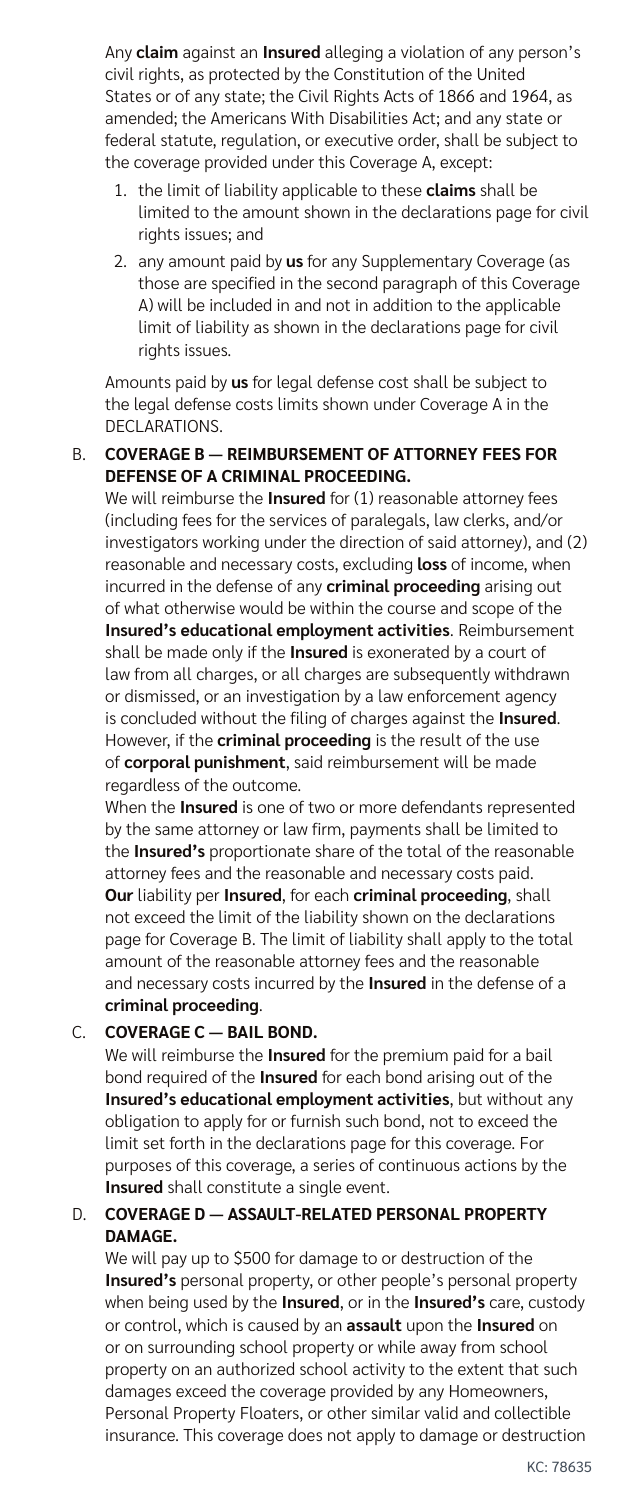Any **claim** against an **Insured** alleging a violation of any person's civil rights, as protected by the Constitution of the United States or of any state; the Civil Rights Acts of 1866 and 1964, as amended; the Americans With Disabilities Act; and any state or federal statute, regulation, or executive order, shall be subject to the coverage provided under this Coverage A, except:

1. the limit of liability applicable to these **claims** shall be limited to the amount shown in the declarations page for civil rights issues; and
2. any amount paid by **us** for any Supplementary Coverage (as those are specified in the second paragraph of this Coverage A) will be included in and not in addition to the applicable limit of liability as shown in the declarations page for civil rights issues.

Amounts paid by **us** for legal defense cost shall be subject to the legal defense costs limits shown under Coverage A in the DECLARATIONS.

B. **COVERAGE B — REIMBURSEMENT OF ATTORNEY FEES FOR DEFENSE OF A CRIMINAL PROCEEDING.**

We will reimburse the **Insured** for (1) reasonable attorney fees (including fees for the services of paralegals, law clerks, and/or investigators working under the direction of said attorney), and (2) reasonable and necessary costs, excluding **loss** of income, when incurred in the defense of any **criminal proceeding** arising out of what otherwise would be within the course and scope of the **Insured's educational employment activities**. Reimbursement shall be made only if the **Insured** is exonerated by a court of law from all charges, or all charges are subsequently withdrawn or dismissed, or an investigation by a law enforcement agency is concluded without the filing of charges against the **Insured**. However, if the **criminal proceeding** is the result of the use of **corporal punishment**, said reimbursement will be made regardless of the outcome.

When the **Insured** is one of two or more defendants represented by the same attorney or law firm, payments shall be limited to the **Insured's** proportionate share of the total of the reasonable attorney fees and the reasonable and necessary costs paid. **Our** liability per **Insured**, for each **criminal proceeding**, shall not exceed the limit of the liability shown on the declarations page for Coverage B. The limit of liability shall apply to the total amount of the reasonable attorney fees and the reasonable and necessary costs incurred by the **Insured** in the defense of a **criminal proceeding**.

C. **COVERAGE C — BAIL BOND.**

We will reimburse the **Insured** for the premium paid for a bail bond required of the **Insured** for each bond arising out of the **Insured's educational employment activities**, but without any obligation to apply for or furnish such bond, not to exceed the limit set forth in the declarations page for this coverage. For purposes of this coverage, a series of continuous actions by the **Insured** shall constitute a single event.

D. **COVERAGE D — ASSAULT-RELATED PERSONAL PROPERTY DAMAGE.**

We will pay up to $500 for damage to or destruction of the **Insured's** personal property, or other people's personal property when being used by the **Insured**, or in the **Insured's** care, custody or control, which is caused by an **assault** upon the **Insured** on or on surrounding school property or while away from school property on an authorized school activity to the extent that such damages exceed the coverage provided by any Homeowners, Personal Property Floaters, or other similar valid and collectible insurance. This coverage does not apply to damage or destruction

KC: 78635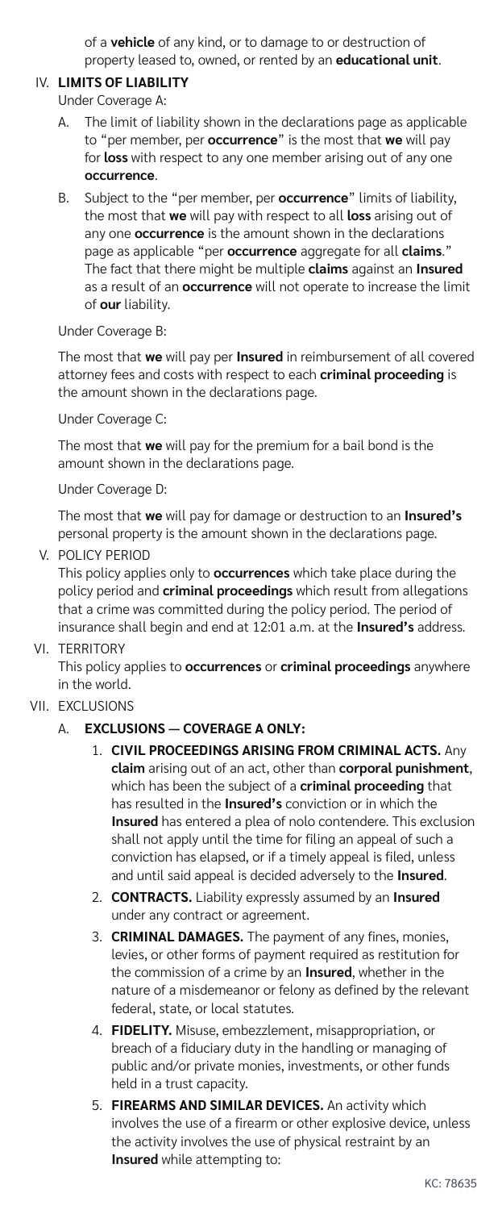of a **vehicle** of any kind, or to damage to or destruction of property leased to, owned, or rented by an **educational unit**.

IV. **LIMITS OF LIABILITY**

Under Coverage A:

A. The limit of liability shown in the declarations page as applicable to "per member, per **occurrence**" is the most that **we** will pay for **loss** with respect to any one member arising out of any one **occurrence**.

B. Subject to the "per member, per **occurrence**" limits of liability, the most that **we** will pay with respect to all **loss** arising out of any one **occurrence** is the amount shown in the declarations page as applicable "per **occurrence** aggregate for all **claims**." The fact that there might be multiple **claims** against an **Insured** as a result of an **occurrence** will not operate to increase the limit of **our** liability.

Under Coverage B:

The most that **we** will pay per **Insured** in reimbursement of all covered attorney fees and costs with respect to each **criminal proceeding** is the amount shown in the declarations page.

Under Coverage C:

The most that **we** will pay for the premium for a bail bond is the amount shown in the declarations page.

Under Coverage D:

The most that **we** will pay for damage or destruction to an **Insured's** personal property is the amount shown in the declarations page.

V. POLICY PERIOD

This policy applies only to **occurrences** which take place during the policy period and **criminal proceedings** which result from allegations that a crime was committed during the policy period. The period of insurance shall begin and end at 12:01 a.m. at the **Insured's** address.

VI. TERRITORY

This policy applies to **occurrences** or **criminal proceedings** anywhere in the world.

VII. EXCLUSIONS

A. **EXCLUSIONS — COVERAGE A ONLY:**

1. **CIVIL PROCEEDINGS ARISING FROM CRIMINAL ACTS.** Any **claim** arising out of an act, other than **corporal punishment**, which has been the subject of a **criminal proceeding** that has resulted in the **Insured's** conviction or in which the **Insured** has entered a plea of nolo contendere. This exclusion shall not apply until the time for filing an appeal of such a conviction has elapsed, or if a timely appeal is filed, unless and until said appeal is decided adversely to the **Insured**.

2. **CONTRACTS.** Liability expressly assumed by an **Insured** under any contract or agreement.

3. **CRIMINAL DAMAGES.** The payment of any fines, monies, levies, or other forms of payment required as restitution for the commission of a crime by an **Insured**, whether in the nature of a misdemeanor or felony as defined by the relevant federal, state, or local statutes.

4. **FIDELITY.** Misuse, embezzlement, misappropriation, or breach of a fiduciary duty in the handling or managing of public and/or private monies, investments, or other funds held in a trust capacity.

5. **FIREARMS AND SIMILAR DEVICES.** An activity which involves the use of a firearm or other explosive device, unless the activity involves the use of physical restraint by an **Insured** while attempting to:

KC: 78635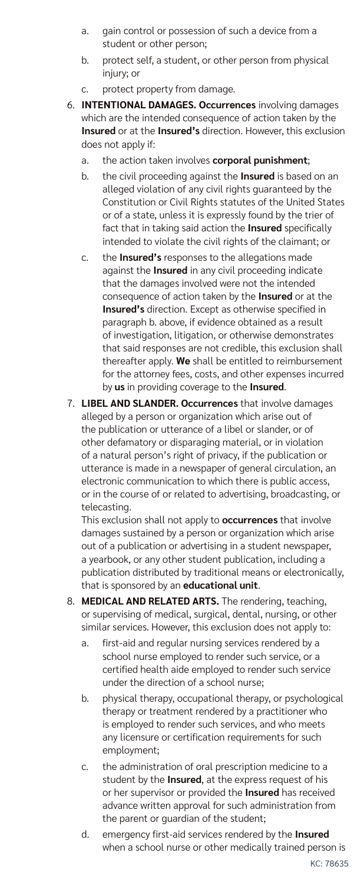a. gain control or possession of such a device from a student or other person;

   b. protect self, a student, or other person from physical injury; or

   c. protect property from damage.

6. **INTENTIONAL DAMAGES. Occurrences** involving damages which are the intended consequence of action taken by the **Insured** or at the **Insured's** direction. However, this exclusion does not apply if:

   a. the action taken involves **corporal punishment**;

   b. the civil proceeding against the **Insured** is based on an alleged violation of any civil rights guaranteed by the Constitution or Civil Rights statutes of the United States or of a state, unless it is expressly found by the trier of fact that in taking said action the **Insured** specifically intended to violate the civil rights of the claimant; or

   c. the **Insured's** responses to the allegations made against the **Insured** in any civil proceeding indicate that the damages involved were not the intended consequence of action taken by the **Insured** or at the **Insured's** direction. Except as otherwise specified in paragraph b. above, if evidence obtained as a result of investigation, litigation, or otherwise demonstrates that said responses are not credible, this exclusion shall thereafter apply. **We** shall be entitled to reimbursement for the attorney fees, costs, and other expenses incurred by **us** in providing coverage to the **Insured**.

7. **LIBEL AND SLANDER. Occurrences** that involve damages alleged by a person or organization which arise out of the publication or utterance of a libel or slander, or of other defamatory or disparaging material, or in violation of a natural person's right of privacy, if the publication or utterance is made in a newspaper of general circulation, an electronic communication to which there is public access, or in the course of or related to advertising, broadcasting, or telecasting.

   This exclusion shall not apply to **occurrences** that involve damages sustained by a person or organization which arise out of a publication or advertising in a student newspaper, a yearbook, or any other student publication, including a publication distributed by traditional means or electronically, that is sponsored by an **educational unit**.

8. **MEDICAL AND RELATED ARTS.** The rendering, teaching, or supervising of medical, surgical, dental, nursing, or other similar services. However, this exclusion does not apply to:

   a. first-aid and regular nursing services rendered by a school nurse employed to render such service, or a certified health aide employed to render such service under the direction of a school nurse;

   b. physical therapy, occupational therapy, or psychological therapy or treatment rendered by a practitioner who is employed to render such services, and who meets any licensure or certification requirements for such employment;

   c. the administration of oral prescription medicine to a student by the **Insured**, at the express request of his or her supervisor or provided the **Insured** has received advance written approval for such administration from the parent or guardian of the student;

   d. emergency first-aid services rendered by the **Insured** when a school nurse or other medically trained person is

KC: 78635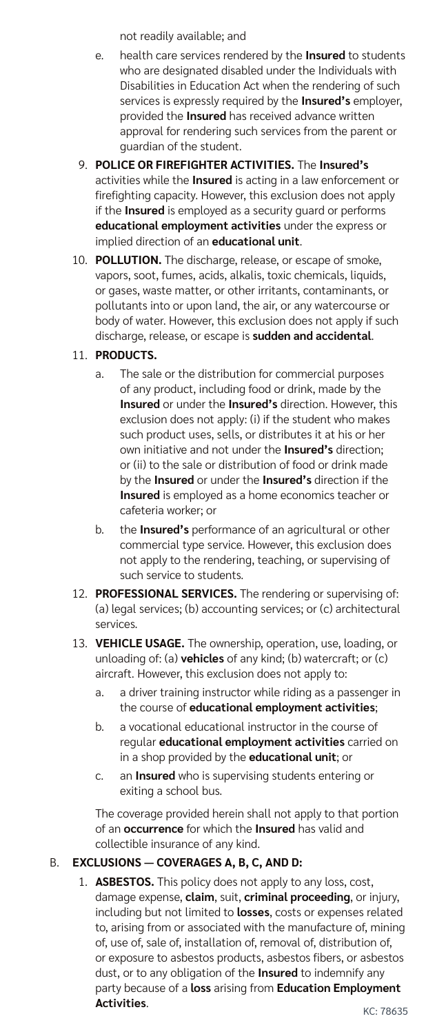not readily available; and

   e. health care services rendered by the **Insured** to students who are designated disabled under the Individuals with Disabilities in Education Act when the rendering of such services is expressly required by the **Insured's** employer, provided the **Insured** has received advance written approval for rendering such services from the parent or guardian of the student.

9. **POLICE OR FIREFIGHTER ACTIVITIES.** The **Insured's** activities while the **Insured** is acting in a law enforcement or firefighting capacity. However, this exclusion does not apply if the **Insured** is employed as a security guard or performs **educational employment activities** under the express or implied direction of an **educational unit**.

10. **POLLUTION.** The discharge, release, or escape of smoke, vapors, soot, fumes, acids, alkalis, toxic chemicals, liquids, or gases, waste matter, or other irritants, contaminants, or pollutants into or upon land, the air, or any watercourse or body of water. However, this exclusion does not apply if such discharge, release, or escape is **sudden and accidental**.

11. **PRODUCTS.**

    a. The sale or the distribution for commercial purposes of any product, including food or drink, made by the **Insured** or under the **Insured's** direction. However, this exclusion does not apply: (i) if the student who makes such product uses, sells, or distributes it at his or her own initiative and not under the **Insured's** direction; or (ii) to the sale or distribution of food or drink made by the **Insured** or under the **Insured's** direction if the **Insured** is employed as a home economics teacher or cafeteria worker; or

    b. the **Insured's** performance of an agricultural or other commercial type service. However, this exclusion does not apply to the rendering, teaching, or supervising of such service to students.

12. **PROFESSIONAL SERVICES.** The rendering or supervising of: (a) legal services; (b) accounting services; or (c) architectural services.

13. **VEHICLE USAGE.** The ownership, operation, use, loading, or unloading of: (a) **vehicles** of any kind; (b) watercraft; or (c) aircraft. However, this exclusion does not apply to:

    a. a driver training instructor while riding as a passenger in the course of **educational employment activities**;

    b. a vocational educational instructor in the course of regular **educational employment activities** carried on in a shop provided by the **educational unit**; or

    c. an **Insured** who is supervising students entering or exiting a school bus.

    The coverage provided herein shall not apply to that portion of an **occurrence** for which the **Insured** has valid and collectible insurance of any kind.

B. **EXCLUSIONS — COVERAGES A, B, C, AND D:**

1. **ASBESTOS.** This policy does not apply to any loss, cost, damage expense, **claim**, suit, **criminal proceeding**, or injury, including but not limited to **losses**, costs or expenses related to, arising from or associated with the manufacture of, mining of, use of, sale of, installation of, removal of, distribution of, or exposure to asbestos products, asbestos fibers, or asbestos dust, or to any obligation of the **Insured** to indemnify any party because of a **loss** arising from **Education Employment Activities**.

KC: 78635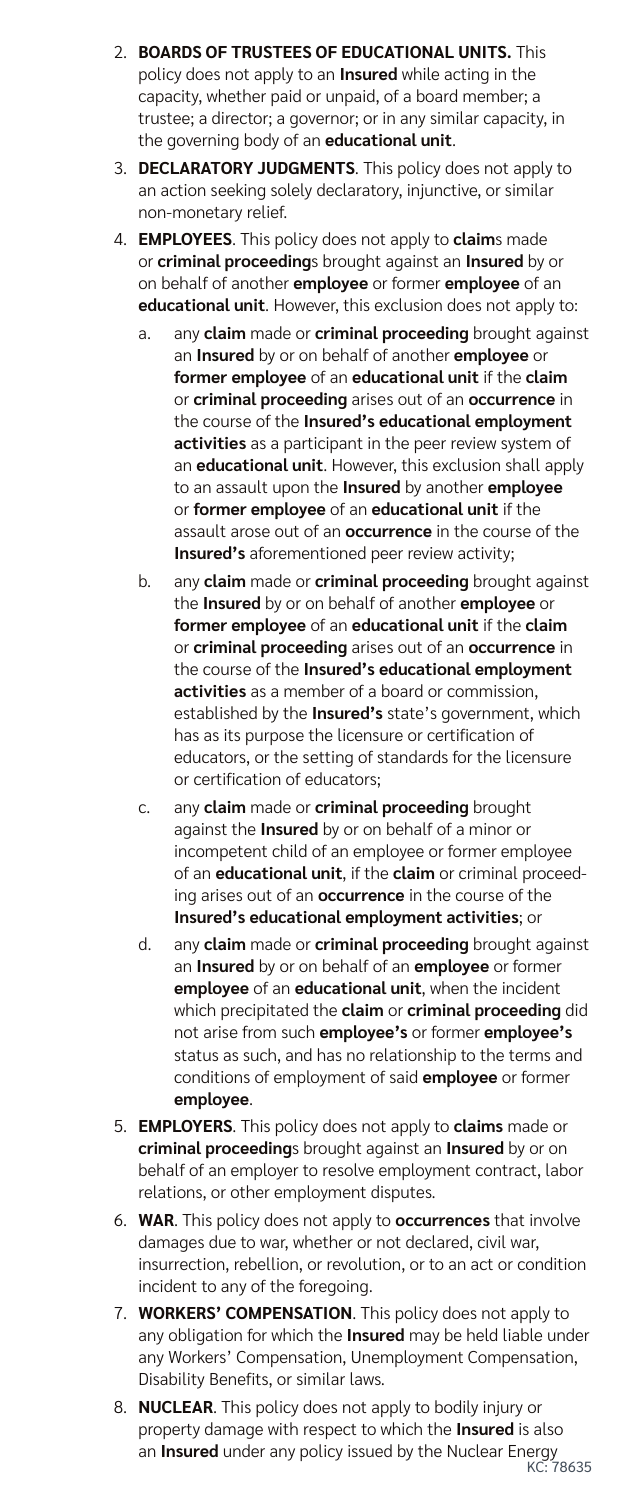2. **BOARDS OF TRUSTEES OF EDUCATIONAL UNITS.** This policy does not apply to an **Insured** while acting in the capacity, whether paid or unpaid, of a board member; a trustee; a director; a governor; or in any similar capacity, in the governing body of an **educational unit**.
3. **DECLARATORY JUDGMENTS**. This policy does not apply to an action seeking solely declaratory, injunctive, or similar non-monetary relief.
4. **EMPLOYEES**. This policy does not apply to **claim**s made or **criminal proceeding**s brought against an **Insured** by or on behalf of another **employee** or former **employee** of an **educational unit**. However, this exclusion does not apply to:
   a. any **claim** made or **criminal proceeding** brought against an **Insured** by or on behalf of another **employee** or **former employee** of an **educational unit** if the **claim** or **criminal proceeding** arises out of an **occurrence** in the course of the **Insured's educational employment activities** as a participant in the peer review system of an **educational unit**. However, this exclusion shall apply to an assault upon the **Insured** by another **employee** or **former employee** of an **educational unit** if the assault arose out of an **occurrence** in the course of the **Insured's** aforementioned peer review activity;
   b. any **claim** made or **criminal proceeding** brought against the **Insured** by or on behalf of another **employee** or **former employee** of an **educational unit** if the **claim** or **criminal proceeding** arises out of an **occurrence** in the course of the **Insured's educational employment activities** as a member of a board or commission, established by the **Insured's** state's government, which has as its purpose the licensure or certification of educators, or the setting of standards for the licensure or certification of educators;
   c. any **claim** made or **criminal proceeding** brought against the **Insured** by or on behalf of a minor or incompetent child of an employee or former employee of an **educational unit**, if the **claim** or criminal proceeding arises out of an **occurrence** in the course of the **Insured's educational employment activities**; or
   d. any **claim** made or **criminal proceeding** brought against an **Insured** by or on behalf of an **employee** or former **employee** of an **educational unit**, when the incident which precipitated the **claim** or **criminal proceeding** did not arise from such **employee's** or former **employee's** status as such, and has no relationship to the terms and conditions of employment of said **employee** or former **employee**.
5. **EMPLOYERS**. This policy does not apply to **claims** made or **criminal proceeding**s brought against an **Insured** by or on behalf of an employer to resolve employment contract, labor relations, or other employment disputes.
6. **WAR**. This policy does not apply to **occurrences** that involve damages due to war, whether or not declared, civil war, insurrection, rebellion, or revolution, or to an act or condition incident to any of the foregoing.
7. **WORKERS' COMPENSATION**. This policy does not apply to any obligation for which the **Insured** may be held liable under any Workers' Compensation, Unemployment Compensation, Disability Benefits, or similar laws.
8. **NUCLEAR**. This policy does not apply to bodily injury or property damage with respect to which the **Insured** is also an **Insured** under any policy issued by the Nuclear Energy

KC: 78635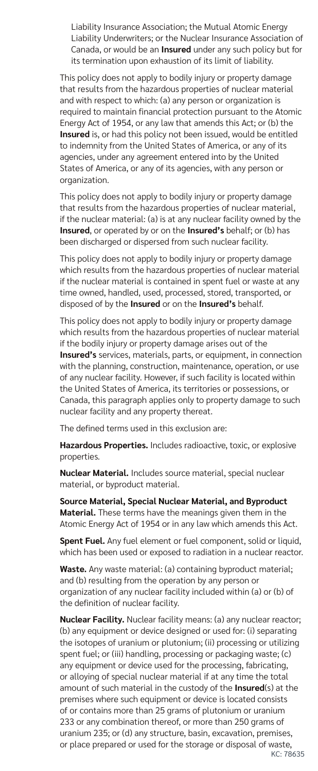Liability Insurance Association; the Mutual Atomic Energy Liability Underwriters; or the Nuclear Insurance Association of Canada, or would be an **Insured** under any such policy but for its termination upon exhaustion of its limit of liability.

This policy does not apply to bodily injury or property damage that results from the hazardous properties of nuclear material and with respect to which: (a) any person or organization is required to maintain financial protection pursuant to the Atomic Energy Act of 1954, or any law that amends this Act; or (b) the **Insured** is, or had this policy not been issued, would be entitled to indemnity from the United States of America, or any of its agencies, under any agreement entered into by the United States of America, or any of its agencies, with any person or organization.

This policy does not apply to bodily injury or property damage that results from the hazardous properties of nuclear material, if the nuclear material: (a) is at any nuclear facility owned by the **Insured**, or operated by or on the **Insured's** behalf; or (b) has been discharged or dispersed from such nuclear facility.

This policy does not apply to bodily injury or property damage which results from the hazardous properties of nuclear material if the nuclear material is contained in spent fuel or waste at any time owned, handled, used, processed, stored, transported, or disposed of by the **Insured** or on the **Insured's** behalf.

This policy does not apply to bodily injury or property damage which results from the hazardous properties of nuclear material if the bodily injury or property damage arises out of the **Insured's** services, materials, parts, or equipment, in connection with the planning, construction, maintenance, operation, or use of any nuclear facility. However, if such facility is located within the United States of America, its territories or possessions, or Canada, this paragraph applies only to property damage to such nuclear facility and any property thereat.

The defined terms used in this exclusion are:

**Hazardous Properties.** Includes radioactive, toxic, or explosive properties.

**Nuclear Material.** Includes source material, special nuclear material, or byproduct material.

**Source Material, Special Nuclear Material, and Byproduct Material.** These terms have the meanings given them in the Atomic Energy Act of 1954 or in any law which amends this Act.

**Spent Fuel.** Any fuel element or fuel component, solid or liquid, which has been used or exposed to radiation in a nuclear reactor.

**Waste.** Any waste material: (a) containing byproduct material; and (b) resulting from the operation by any person or organization of any nuclear facility included within (a) or (b) of the definition of nuclear facility.

**Nuclear Facility.** Nuclear facility means: (a) any nuclear reactor; (b) any equipment or device designed or used for: (i) separating the isotopes of uranium or plutonium; (ii) processing or utilizing spent fuel; or (iii) handling, processing or packaging waste; (c) any equipment or device used for the processing, fabricating, or alloying of special nuclear material if at any time the total amount of such material in the custody of the **Insured**(s) at the premises where such equipment or device is located consists of or contains more than 25 grams of plutonium or uranium 233 or any combination thereof, or more than 250 grams of uranium 235; or (d) any structure, basin, excavation, premises, or place prepared or used for the storage or disposal of waste,

KC: 78635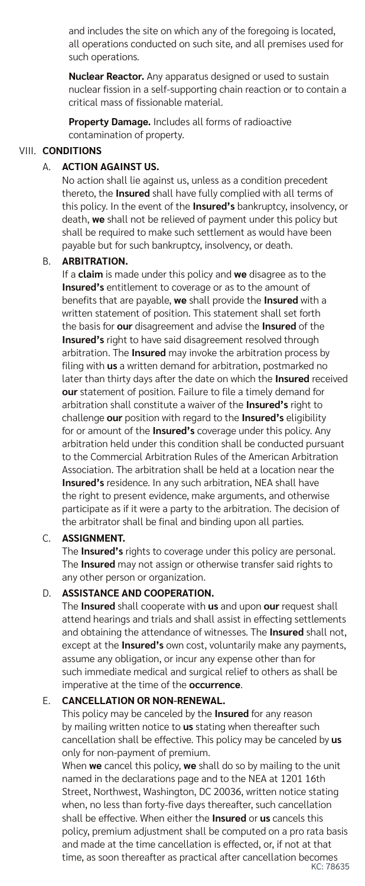and includes the site on which any of the foregoing is located, all operations conducted on such site, and all premises used for such operations.

**Nuclear Reactor.** Any apparatus designed or used to sustain nuclear fission in a self-supporting chain reaction or to contain a critical mass of fissionable material.

**Property Damage.** Includes all forms of radioactive contamination of property.

## VIII. CONDITIONS

### A. ACTION AGAINST US.

No action shall lie against us, unless as a condition precedent thereto, the **Insured** shall have fully complied with all terms of this policy. In the event of the **Insured's** bankruptcy, insolvency, or death, **we** shall not be relieved of payment under this policy but shall be required to make such settlement as would have been payable but for such bankruptcy, insolvency, or death.

### B. ARBITRATION.

If a **claim** is made under this policy and **we** disagree as to the **Insured's** entitlement to coverage or as to the amount of benefits that are payable, **we** shall provide the **Insured** with a written statement of position. This statement shall set forth the basis for **our** disagreement and advise the **Insured** of the **Insured's** right to have said disagreement resolved through arbitration. The **Insured** may invoke the arbitration process by filing with **us** a written demand for arbitration, postmarked no later than thirty days after the date on which the **Insured** received **our** statement of position. Failure to file a timely demand for arbitration shall constitute a waiver of the **Insured's** right to challenge **our** position with regard to the **Insured's** eligibility for or amount of the **Insured's** coverage under this policy. Any arbitration held under this condition shall be conducted pursuant to the Commercial Arbitration Rules of the American Arbitration Association. The arbitration shall be held at a location near the **Insured's** residence. In any such arbitration, NEA shall have the right to present evidence, make arguments, and otherwise participate as if it were a party to the arbitration. The decision of the arbitrator shall be final and binding upon all parties.

### C. ASSIGNMENT.

The **Insured's** rights to coverage under this policy are personal. The **Insured** may not assign or otherwise transfer said rights to any other person or organization.

### D. ASSISTANCE AND COOPERATION.

The **Insured** shall cooperate with **us** and upon **our** request shall attend hearings and trials and shall assist in effecting settlements and obtaining the attendance of witnesses. The **Insured** shall not, except at the **Insured's** own cost, voluntarily make any payments, assume any obligation, or incur any expense other than for such immediate medical and surgical relief to others as shall be imperative at the time of the **occurrence**.

### E. CANCELLATION OR NON-RENEWAL.

This policy may be canceled by the **Insured** for any reason by mailing written notice to **us** stating when thereafter such cancellation shall be effective. This policy may be canceled by **us** only for non-payment of premium.

When **we** cancel this policy, **we** shall do so by mailing to the unit named in the declarations page and to the NEA at 1201 16th Street, Northwest, Washington, DC 20036, written notice stating when, no less than forty-five days thereafter, such cancellation shall be effective. When either the **Insured** or **us** cancels this policy, premium adjustment shall be computed on a pro rata basis and made at the time cancellation is effected, or, if not at that time, as soon thereafter as practical after cancellation becomes

KC: 78635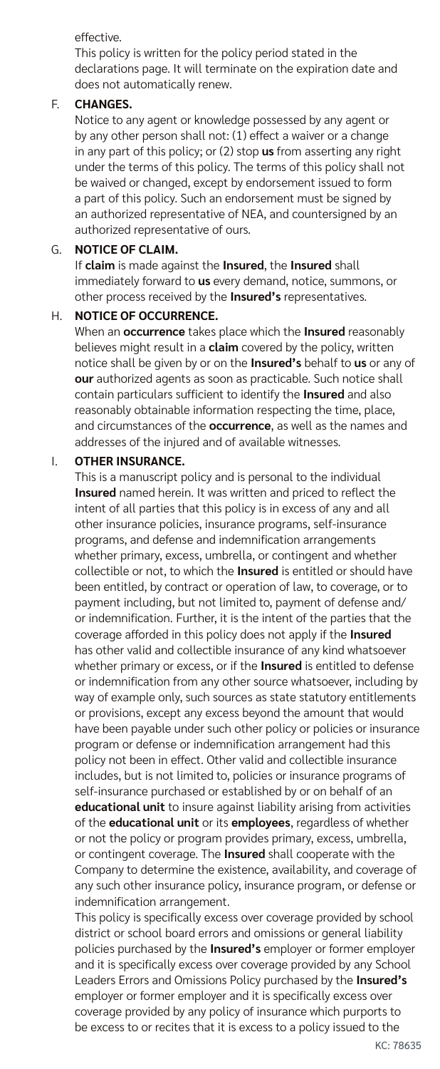effective.

This policy is written for the policy period stated in the declarations page. It will terminate on the expiration date and does not automatically renew.

F. **CHANGES.**

Notice to any agent or knowledge possessed by any agent or by any other person shall not: (1) effect a waiver or a change in any part of this policy; or (2) stop **us** from asserting any right under the terms of this policy. The terms of this policy shall not be waived or changed, except by endorsement issued to form a part of this policy. Such an endorsement must be signed by an authorized representative of NEA, and countersigned by an authorized representative of ours.

G. **NOTICE OF CLAIM.**

If **claim** is made against the **Insured**, the **Insured** shall immediately forward to **us** every demand, notice, summons, or other process received by the **Insured's** representatives.

H. **NOTICE OF OCCURRENCE.**

When an **occurrence** takes place which the **Insured** reasonably believes might result in a **claim** covered by the policy, written notice shall be given by or on the **Insured's** behalf to **us** or any of **our** authorized agents as soon as practicable. Such notice shall contain particulars sufficient to identify the **Insured** and also reasonably obtainable information respecting the time, place, and circumstances of the **occurrence**, as well as the names and addresses of the injured and of available witnesses.

I. **OTHER INSURANCE.**

This is a manuscript policy and is personal to the individual **Insured** named herein. It was written and priced to reflect the intent of all parties that this policy is in excess of any and all other insurance policies, insurance programs, self-insurance programs, and defense and indemnification arrangements whether primary, excess, umbrella, or contingent and whether collectible or not, to which the **Insured** is entitled or should have been entitled, by contract or operation of law, to coverage, or to payment including, but not limited to, payment of defense and/or indemnification. Further, it is the intent of the parties that the coverage afforded in this policy does not apply if the **Insured** has other valid and collectible insurance of any kind whatsoever whether primary or excess, or if the **Insured** is entitled to defense or indemnification from any other source whatsoever, including by way of example only, such sources as state statutory entitlements or provisions, except any excess beyond the amount that would have been payable under such other policy or policies or insurance program or defense or indemnification arrangement had this policy not been in effect. Other valid and collectible insurance includes, but is not limited to, policies or insurance programs of self-insurance purchased or established by or on behalf of an **educational unit** to insure against liability arising from activities of the **educational unit** or its **employees**, regardless of whether or not the policy or program provides primary, excess, umbrella, or contingent coverage. The **Insured** shall cooperate with the Company to determine the existence, availability, and coverage of any such other insurance policy, insurance program, or defense or indemnification arrangement.

This policy is specifically excess over coverage provided by school district or school board errors and omissions or general liability policies purchased by the **Insured's** employer or former employer and it is specifically excess over coverage provided by any School Leaders Errors and Omissions Policy purchased by the **Insured's** employer or former employer and it is specifically excess over coverage provided by any policy of insurance which purports to be excess to or recites that it is excess to a policy issued to the

KC: 78635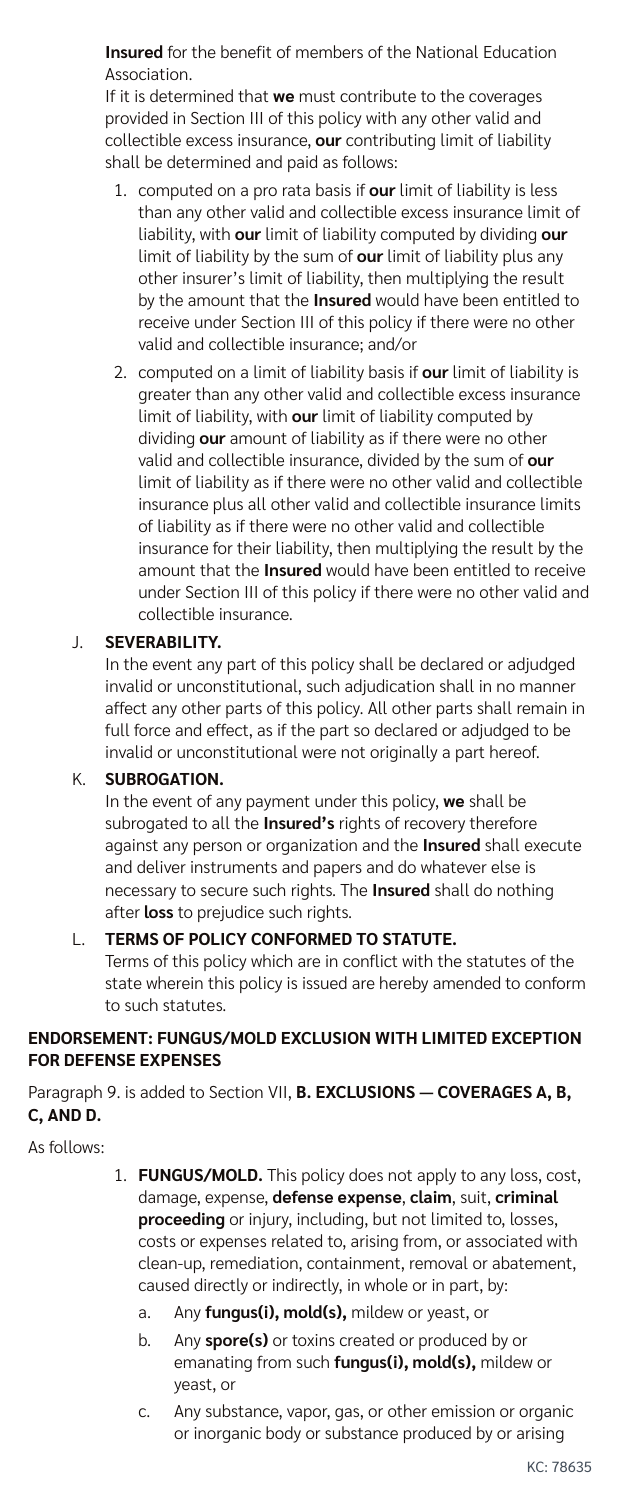**Insured** for the benefit of members of the National Education Association.

If it is determined that **we** must contribute to the coverages provided in Section III of this policy with any other valid and collectible excess insurance, **our** contributing limit of liability shall be determined and paid as follows:

1. computed on a pro rata basis if **our** limit of liability is less than any other valid and collectible excess insurance limit of liability, with **our** limit of liability computed by dividing **our** limit of liability by the sum of **our** limit of liability plus any other insurer's limit of liability, then multiplying the result by the amount that the **Insured** would have been entitled to receive under Section III of this policy if there were no other valid and collectible insurance; and/or
2. computed on a limit of liability basis if **our** limit of liability is greater than any other valid and collectible excess insurance limit of liability, with **our** limit of liability computed by dividing **our** amount of liability as if there were no other valid and collectible insurance, divided by the sum of **our** limit of liability as if there were no other valid and collectible insurance plus all other valid and collectible insurance limits of liability as if there were no other valid and collectible insurance for their liability, then multiplying the result by the amount that the **Insured** would have been entitled to receive under Section III of this policy if there were no other valid and collectible insurance.

J. **SEVERABILITY.**

In the event any part of this policy shall be declared or adjudged invalid or unconstitutional, such adjudication shall in no manner affect any other parts of this policy. All other parts shall remain in full force and effect, as if the part so declared or adjudged to be invalid or unconstitutional were not originally a part hereof.

K. **SUBROGATION.**

In the event of any payment under this policy, **we** shall be subrogated to all the **Insured's** rights of recovery therefore against any person or organization and the **Insured** shall execute and deliver instruments and papers and do whatever else is necessary to secure such rights. The **Insured** shall do nothing after **loss** to prejudice such rights.

L. **TERMS OF POLICY CONFORMED TO STATUTE.**

Terms of this policy which are in conflict with the statutes of the state wherein this policy is issued are hereby amended to conform to such statutes.

**ENDORSEMENT: FUNGUS/MOLD EXCLUSION WITH LIMITED EXCEPTION FOR DEFENSE EXPENSES**

Paragraph 9. is added to Section VII, **B. EXCLUSIONS — COVERAGES A, B, C, AND D.**

As follows:

1. **FUNGUS/MOLD.** This policy does not apply to any loss, cost, damage, expense, **defense expense**, **claim**, suit, **criminal proceeding** or injury, including, but not limited to, losses, costs or expenses related to, arising from, or associated with clean-up, remediation, containment, removal or abatement, caused directly or indirectly, in whole or in part, by:
   a. Any **fungus(i), mold(s),** mildew or yeast, or
   b. Any **spore(s)** or toxins created or produced by or emanating from such **fungus(i), mold(s),** mildew or yeast, or
   c. Any substance, vapor, gas, or other emission or organic or inorganic body or substance produced by or arising

KC: 78635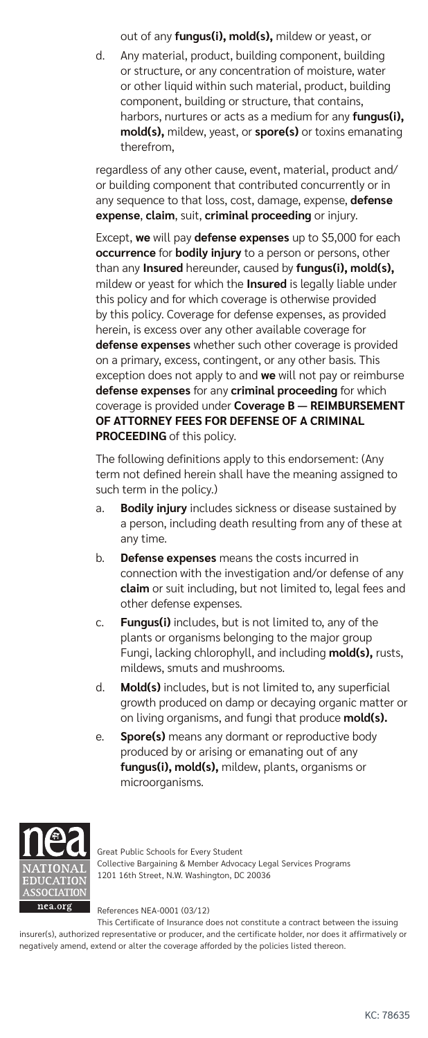out of any **fungus(i), mold(s),** mildew or yeast, or

d. Any material, product, building component, building or structure, or any concentration of moisture, water or other liquid within such material, product, building component, building or structure, that contains, harbors, nurtures or acts as a medium for any **fungus(i), mold(s),** mildew, yeast, or **spore(s)** or toxins emanating therefrom,

regardless of any other cause, event, material, product and/or building component that contributed concurrently or in any sequence to that loss, cost, damage, expense, **defense expense**, **claim**, suit, **criminal proceeding** or injury.

Except, **we** will pay **defense expenses** up to $5,000 for each **occurrence** for **bodily injury** to a person or persons, other than any **Insured** hereunder, caused by **fungus(i), mold(s),** mildew or yeast for which the **Insured** is legally liable under this policy and for which coverage is otherwise provided by this policy. Coverage for defense expenses, as provided herein, is excess over any other available coverage for **defense expenses** whether such other coverage is provided on a primary, excess, contingent, or any other basis. This exception does not apply to and **we** will not pay or reimburse **defense expenses** for any **criminal proceeding** for which coverage is provided under **Coverage B — REIMBURSEMENT OF ATTORNEY FEES FOR DEFENSE OF A CRIMINAL PROCEEDING** of this policy.

The following definitions apply to this endorsement: (Any term not defined herein shall have the meaning assigned to such term in the policy.)

a. **Bodily injury** includes sickness or disease sustained by a person, including death resulting from any of these at any time.

b. **Defense expenses** means the costs incurred in connection with the investigation and/or defense of any **claim** or suit including, but not limited to, legal fees and other defense expenses.

c. **Fungus(i)** includes, but is not limited to, any of the plants or organisms belonging to the major group Fungi, lacking chlorophyll, and including **mold(s),** rusts, mildews, smuts and mushrooms.

d. **Mold(s)** includes, but is not limited to, any superficial growth produced on damp or decaying organic matter or on living organisms, and fungi that produce **mold(s).**

e. **Spore(s)** means any dormant or reproductive body produced by or arising or emanating out of any **fungus(i), mold(s),** mildew, plants, organisms or microorganisms.

nea NATIONAL EDUCATION ASSOCIATION nea.org

Great Public Schools for Every Student
Collective Bargaining & Member Advocacy Legal Services Programs
1201 16th Street, N.W. Washington, DC 20036

References NEA-0001 (03/12)

This Certificate of Insurance does not constitute a contract between the issuing insurer(s), authorized representative or producer, and the certificate holder, nor does it affirmatively or negatively amend, extend or alter the coverage afforded by the policies listed thereon.

KC: 78635